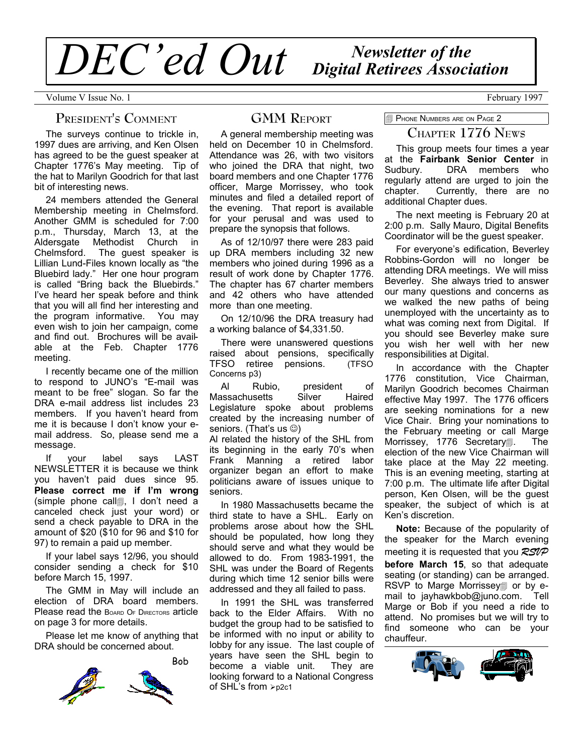# DEC'ed Out *Newsletter of the Digital Retirees Association*

Volume V Issue No. 1 February 1997

## President's Comment

The surveys continue to trickle in, 1997 dues are arriving, and Ken Olsen has agreed to be the guest speaker at Chapter 1776's May meeting. Tip of the hat to Marilyn Goodrich for that last bit of interesting news.

24 members attended the General Membership meeting in Chelmsford. Another GMM is scheduled for 7:00 p.m., Thursday, March 13, at the Aldersgate Methodist Church in Chelmsford. The guest speaker is Lillian Lund-Files known locally as "the Bluebird lady." Her one hour program is called "Bring back the Bluebirds." I've heard her speak before and think that you will all find her interesting and the program informative. You may even wish to join her campaign, come and find out. Brochures will be available at the Feb. Chapter 1776 meeting.

I recently became one of the million to respond to JUNO's "E-mail was meant to be free" slogan. So far the DRA e-mail address list includes 23 members. If you haven't heard from me it is because I don't know your e-mail address. So, please send me a message.

If your label says LAST NEWSLETTER it is because we think you haven't paid dues since 95. **Please correct me if I'm wrong** (simple phone call, I don't need a canceled check just your word) or send a check payable to DRA in the amount of $20 ($10 for 96 and $10 for 97) to remain a paid up member.

If your label says 12/96, you should consider sending a check for $10 before March 15, 1997.

The GMM in May will include an election of DRA board members. Please read the Board Of Directors article on page 3 for more details.

Please let me know of anything that DRA should be concerned about.

Bob

## GMM Report

A general membership meeting was held on December 10 in Chelmsford. Attendance was 26, with two visitors who joined the DRA that night, two board members and one Chapter 1776 officer, Marge Morrissey, who took minutes and filed a detailed report of the evening. That report is available for your perusal and was used to prepare the synopsis that follows.

As of 12/10/97 there were 283 paid up DRA members including 32 new members who joined during 1996 as a result of work done by Chapter 1776. The chapter has 67 charter members and 42 others who have attended more than one meeting.

On 12/10/96 the DRA treasury had a working balance of $4,331.50.

There were unanswered questions raised about pensions, specifically TFSO retiree pensions. (TFSO Concerns p3)

Al Rubio, president of Massachusetts Silver Haired Legislature spoke about problems created by the increasing number of seniors. (That's us ☺)

Al related the history of the SHL from its beginning in the early 70's when Frank Manning a retired labor organizer began an effort to make politicians aware of issues unique to seniors.

In 1980 Massachusetts became the third state to have a SHL. Early on problems arose about how the SHL should be populated, how long they should serve and what they would be allowed to do. From 1983-1991, the SHL was under the Board of Regents during which time 12 senior bills were addressed and they all failed to pass.

In 1991 the SHL was transferred back to the Elder Affairs. With no budget the group had to be satisfied to be informed with no input or ability to lobby for any issue. The last couple of years have seen the SHL begin to become a viable unit. They are looking forward to a National Congress of SHL's from ➢p2c1

Phone Numbers are on Page 2

## Chapter 1776 News

This group meets four times a year at the **Fairbank Senior Center** in Sudbury. DRA members who regularly attend are urged to join the chapter. Currently, there are no additional Chapter dues.

The next meeting is February 20 at 2:00 p.m. Sally Mauro, Digital Benefits Coordinator will be the guest speaker.

For everyone's edification, Beverley Robbins-Gordon will no longer be attending DRA meetings. We will miss Beverley. She always tried to answer our many questions and concerns as we walked the new paths of being unemployed with the uncertainty as to what was coming next from Digital. If you should see Beverley make sure you wish her well with her new responsibilities at Digital.

In accordance with the Chapter 1776 constitution, Vice Chairman, Marilyn Goodrich becomes Chairman effective May 1997. The 1776 officers are seeking nominations for a new Vice Chair. Bring your nominations to the February meeting or call Marge Morrissey, 1776 Secretary. The election of the new Vice Chairman will take place at the May 22 meeting. This is an evening meeting, starting at 7:00 p.m. The ultimate life after Digital person, Ken Olsen, will be the guest speaker, the subject of which is at Ken's discretion.

**Note:** Because of the popularity of the speaker for the March evening meeting it is requested that you *RSVP* **before March 15**, so that adequate seating (or standing) can be arranged. RSVP to Marge Morrissey or by e-mail to jayhawkbob@juno.com. Tell Marge or Bob if you need a ride to attend. No promises but we will try to find someone who can be your chauffeur.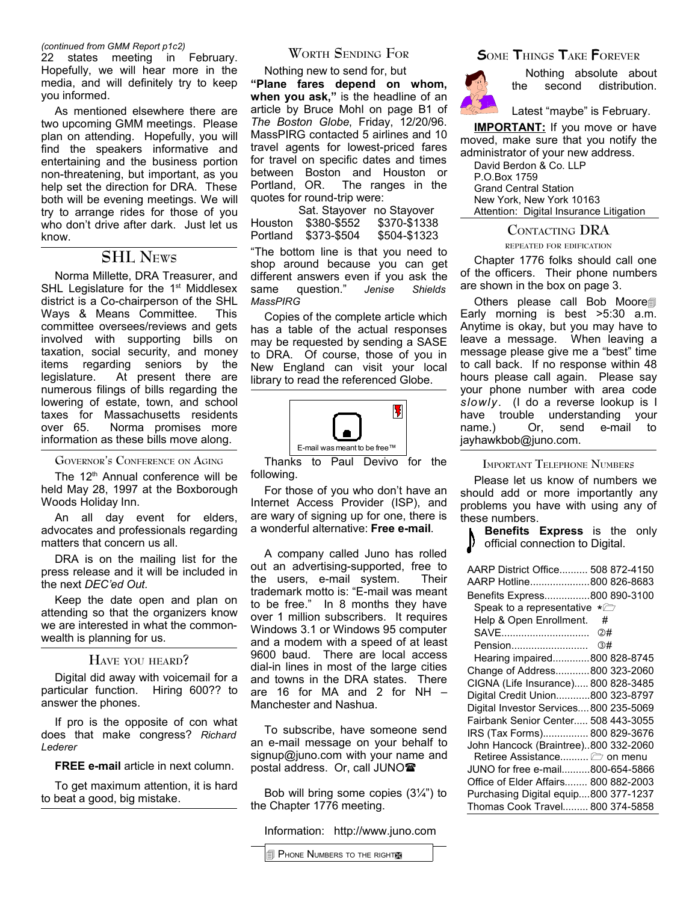*(continued from GMM Report p1c2)*
22 states meeting in February. Hopefully, we will hear more in the media, and will definitely try to keep you informed.

As mentioned elsewhere there are two upcoming GMM meetings. Please plan on attending. Hopefully, you will find the speakers informative and entertaining and the business portion non-threatening, but important, as you help set the direction for DRA. These both will be evening meetings. We will try to arrange rides for those of you who don't drive after dark. Just let us know.

## SHL News

Norma Millette, DRA Treasurer, and SHL Legislature for the 1st Middlesex district is a Co-chairperson of the SHL Ways & Means Committee. This committee oversees/reviews and gets involved with supporting bills on taxation, social security, and money items regarding seniors by the legislature. At present there are numerous filings of bills regarding the lowering of estate, town, and school taxes for Massachusetts residents over 65. Norma promises more information as these bills move along.

### Governor's Conference on Aging

The 12th Annual conference will be held May 28, 1997 at the Boxborough Woods Holiday Inn.

An all day event for elders, advocates and professionals regarding matters that concern us all.

DRA is on the mailing list for the press release and it will be included in the next *DEC'ed Out.*

Keep the date open and plan on attending so that the organizers know we are interested in what the commonwealth is planning for us.

### Have you heard?

Digital did away with voicemail for a particular function. Hiring 600?? to answer the phones.

If pro is the opposite of con what does that make congress? *Richard Lederer*

**FREE e-mail** article in next column.

To get maximum attention, it is hard to beat a good, big mistake.

## Worth Sending For

Nothing new to send for, but **"Plane fares depend on whom, when you ask,"** is the headline of an article by Bruce Mohl on page B1 of *The Boston Globe*, Friday, 12/20/96. MassPIRG contacted 5 airlines and 10 travel agents for lowest-priced fares for travel on specific dates and times between Boston and Houston or Portland, OR. The ranges in the quotes for round-trip were:

| | Sat. Stayover | no Stayover |
|---|---|---|
| Houston | $380-$552 | $370-$1338 |
| Portland | $373-$504 | $504-$1323 |

"The bottom line is that you need to shop around because you can get different answers even if you ask the same question." *Jenise Shields MassPIRG*

Copies of the complete article which has a table of the actual responses may be requested by sending a SASE to DRA. Of course, those of you in New England can visit your local library to read the referenced Globe.

E-mail was meant to be free™

Thanks to Paul Devivo for the following.

For those of you who don't have an Internet Access Provider (ISP), and are wary of signing up for one, there is a wonderful alternative: **Free e-mail**.

A company called Juno has rolled out an advertising-supported, free to the users, e-mail system. Their trademark motto is: "E-mail was meant to be free." In 8 months they have over 1 million subscribers. It requires Windows 3.1 or Windows 95 computer and a modem with a speed of at least 9600 baud. There are local access dial-in lines in most of the large cities and towns in the DRA states. There are 16 for MA and 2 for NH – Manchester and Nashua.

To subscribe, have someone send an e-mail message on your behalf to signup@juno.com with your name and postal address. Or, call JUNO☎

Bob will bring some copies (3¼") to the Chapter 1776 meeting.

Information: http://www.juno.com

Phone Numbers to the right

## Some Things Take Forever

Nothing absolute about the second distribution.

Latest "maybe" is February.

**IMPORTANT:** If you move or have moved, make sure that you notify the administrator of your new address.

David Berdon & Co. LLP
P.O.Box 1759
Grand Central Station
New York, New York 10163
Attention: Digital Insurance Litigation

### Contacting DRA

repeated for edification

Chapter 1776 folks should call one of the officers. Their phone numbers are shown in the box on page 3.

Others please call Bob Moore Early morning is best >5:30 a.m. Anytime is okay, but you may have to leave a message. When leaving a message please give me a "best" time to call back. If no response within 48 hours please call again. Please say your phone number with area code *slowly*. (I do a reverse lookup is I have trouble understanding your name.) Or, send e-mail to jayhawkbob@juno.com.

### Important Telephone Numbers

Please let us know of numbers we should add or more importantly any problems you have with using any of these numbers.

**Benefits Express** is the only official connection to Digital.

| | |
|---|---|
| AARP District Office | 508 872-4150 |
| AARP Hotline | 800 826-8683 |
| Benefits Express | 800 890-3100 |
| Speak to a representative | * |
| Help & Open Enrollment. | # |
| SAVE | ②# |
| Pension | ③# |
| Hearing impaired | 800 828-8745 |
| Change of Address | 800 323-2060 |
| CIGNA (Life Insurance) | 800 828-3485 |
| Digital Credit Union | 800 323-8797 |
| Digital Investor Services | 800 235-5069 |
| Fairbank Senior Center | 508 443-3055 |
| IRS (Tax Forms) | 800 829-3676 |
| John Hancock (Braintree) | 800 332-2060 |
| Retiree Assistance | on menu |
| JUNO for free e-mail | 800-654-5866 |
| Office of Elder Affairs | 800 882-2003 |
| Purchasing Digital equip. | 800 377-1237 |
| Thomas Cook Travel | 800 374-5858 |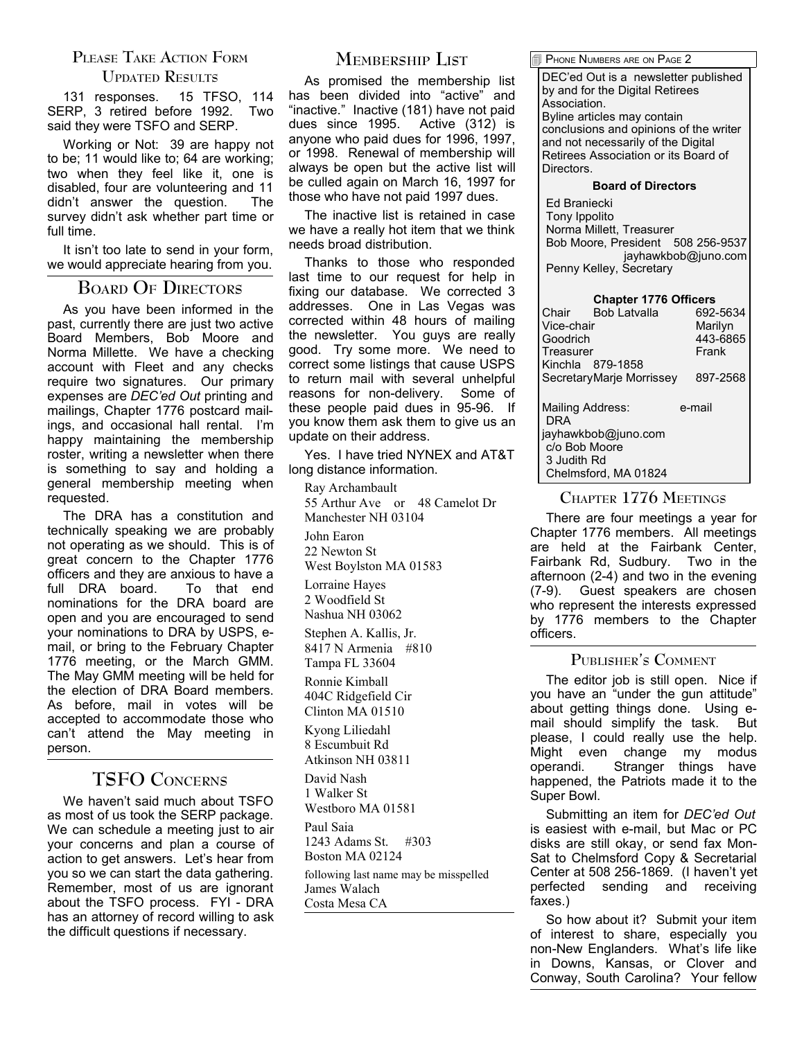## Please Take Action Form Updated Results

131 responses. 15 TFSO, 114 SERP, 3 retired before 1992. Two said they were TSFO and SERP.

Working or Not: 39 are happy not to be; 11 would like to; 64 are working; two when they feel like it, one is disabled, four are volunteering and 11 didn't answer the question. The survey didn't ask whether part time or full time.

It isn't too late to send in your form, we would appreciate hearing from you.

## Board Of Directors

As you have been informed in the past, currently there are just two active Board Members, Bob Moore and Norma Millette. We have a checking account with Fleet and any checks require two signatures. Our primary expenses are *DEC'ed Out* printing and mailings, Chapter 1776 postcard mailings, and occasional hall rental. I'm happy maintaining the membership roster, writing a newsletter when there is something to say and holding a general membership meeting when requested.

The DRA has a constitution and technically speaking we are probably not operating as we should. This is of great concern to the Chapter 1776 officers and they are anxious to have a full DRA board. To that end nominations for the DRA board are open and you are encouraged to send your nominations to DRA by USPS, e-mail, or bring to the February Chapter 1776 meeting, or the March GMM. The May GMM meeting will be held for the election of DRA Board members. As before, mail in votes will be accepted to accommodate those who can't attend the May meeting in person.

## TSFO Concerns

We haven't said much about TSFO as most of us took the SERP package. We can schedule a meeting just to air your concerns and plan a course of action to get answers. Let's hear from you so we can start the data gathering. Remember, most of us are ignorant about the TSFO process. FYI - DRA has an attorney of record willing to ask the difficult questions if necessary.

## Membership List

As promised the membership list has been divided into "active" and "inactive." Inactive (181) have not paid dues since 1995. Active (312) is anyone who paid dues for 1996, 1997, or 1998. Renewal of membership will always be open but the active list will be culled again on March 16, 1997 for those who have not paid 1997 dues.

The inactive list is retained in case we have a really hot item that we think needs broad distribution.

Thanks to those who responded last time to our request for help in fixing our database. We corrected 3 addresses. One in Las Vegas was corrected within 48 hours of mailing the newsletter. You guys are really good. Try some more. We need to correct some listings that cause USPS to return mail with several unhelpful reasons for non-delivery. Some of these people paid dues in 95-96. If you know them ask them to give us an update on their address.

Yes. I have tried NYNEX and AT&T long distance information.

Ray Archambault
55 Arthur Ave or 48 Camelot Dr
Manchester NH 03104

John Earon
22 Newton St
West Boylston MA 01583

Lorraine Hayes
2 Woodfield St
Nashua NH 03062

Stephen A. Kallis, Jr.
8417 N Armenia #810
Tampa FL 33604

Ronnie Kimball
404C Ridgefield Cir
Clinton MA 01510

Kyong Liliedahl
8 Escumbuit Rd
Atkinson NH 03811

David Nash
1 Walker St
Westboro MA 01581

Paul Saia
1243 Adams St. #303
Boston MA 02124

following last name may be misspelled
James Walach
Costa Mesa CA

---

Phone Numbers are on Page 2

DEC'ed Out is a newsletter published by and for the Digital Retirees Association.
Byline articles may contain conclusions and opinions of the writer and not necessarily of the Digital Retirees Association or its Board of Directors.

**Board of Directors**

Ed Braniecki
Tony Ippolito
Norma Millett, Treasurer
Bob Moore, President 508 256-9537
jayhawkbob@juno.com
Penny Kelley, Secretary

**Chapter 1776 Officers**

Chair Bob Latvalla 692-5634
Vice-chair Marilyn Goodrich 443-6865
Treasurer Frank Kinchla 879-1858
Secretary Marje Morrissey 897-2568

Mailing Address:
DRA
c/o Bob Moore
3 Judith Rd
Chelmsford, MA 01824

e-mail
jayhawkbob@juno.com

---

## Chapter 1776 Meetings

There are four meetings a year for Chapter 1776 members. All meetings are held at the Fairbank Center, Fairbank Rd, Sudbury. Two in the afternoon (2-4) and two in the evening (7-9). Guest speakers are chosen who represent the interests expressed by 1776 members to the Chapter officers.

## Publisher's Comment

The editor job is still open. Nice if you have an "under the gun attitude" about getting things done. Using e-mail should simplify the task. But please, I could really use the help. Might even change my modus operandi. Stranger things have happened, the Patriots made it to the Super Bowl.

Submitting an item for *DEC'ed Out* is easiest with e-mail, but Mac or PC disks are still okay, or send fax Mon-Sat to Chelmsford Copy & Secretarial Center at 508 256-1869. (I haven't yet perfected sending and receiving faxes.)

So how about it? Submit your item of interest to share, especially you non-New Englanders. What's life like in Downs, Kansas, or Clover and Conway, South Carolina? Your fellow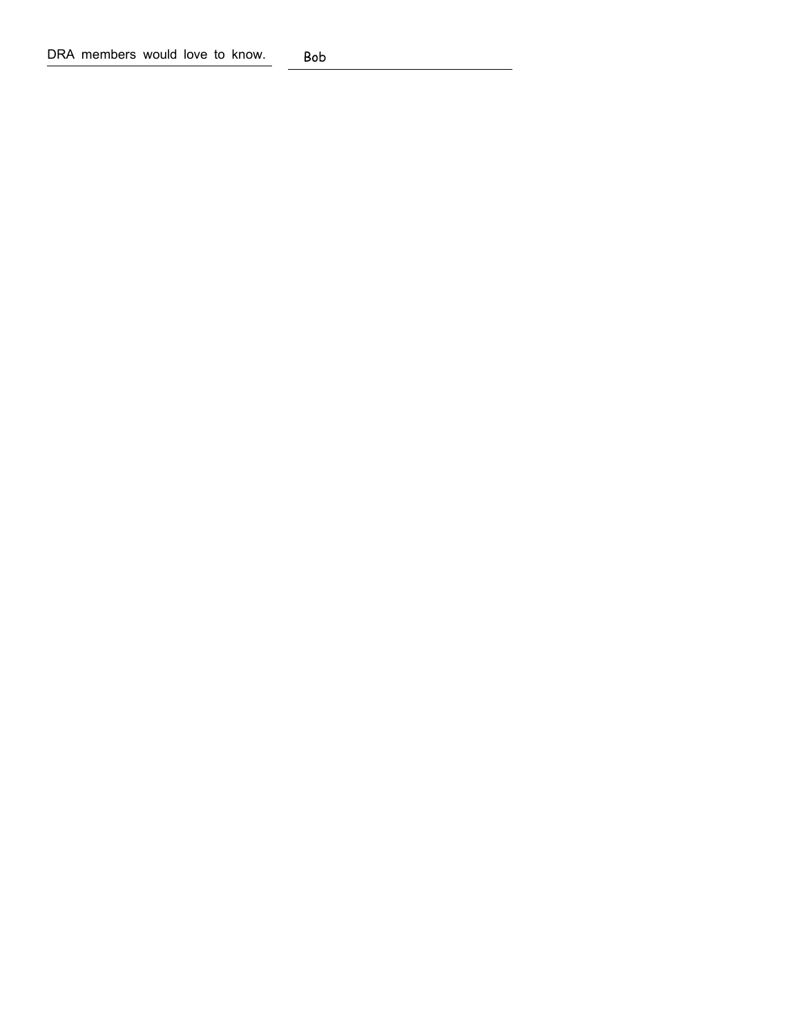DRA members would love to know.

Bob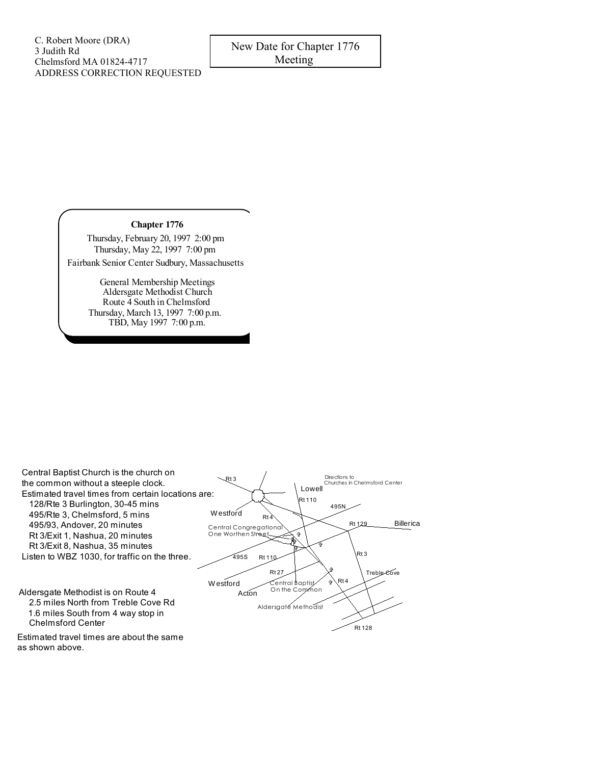C. Robert Moore (DRA)
3 Judith Rd
Chelmsford MA 01824-4717
ADDRESS CORRECTION REQUESTED

New Date for Chapter 1776 Meeting

**Chapter 1776**

Thursday, February 20, 1997 2:00 pm
Thursday, May 22, 1997 7:00 pm
Fairbank Senior Center Sudbury, Massachusetts

General Membership Meetings
Aldersgate Methodist Church
Route 4 South in Chelmsford
Thursday, March 13, 1997 7:00 p.m.
TBD, May 1997 7:00 p.m.

Central Baptist Church is the church on the common without a steeple clock.
Estimated travel times from certain locations are:

- 128/Rte 3 Burlington, 30-45 mins
- 495/Rte 3, Chelmsford, 5 mins
- 495/93, Andover, 20 minutes
- Rt 3/Exit 1, Nashua, 20 minutes
- Rt 3/Exit 8, Nashua, 35 minutes

Listen to WBZ 1030, for traffic on the three.

Aldersgate Methodist is on Route 4

- 2.5 miles North from Treble Cove Rd
- 1.6 miles South from 4 way stop in Chelmsford Center

Estimated travel times are about the same as shown above.

Directions to Churches in Chelmsford Center

Rt 3
Lowell
Rt 110
495N
Westford
Rt 4
Rt 129
Billerica
Central Congregational
One Worthen Street
Rt 3
495S
Rt 110
Rt 27
Treble Cove
Westford
Central Baptist On the Common
Rt 4
Acton
Aldersgate Methodist
Rt 128